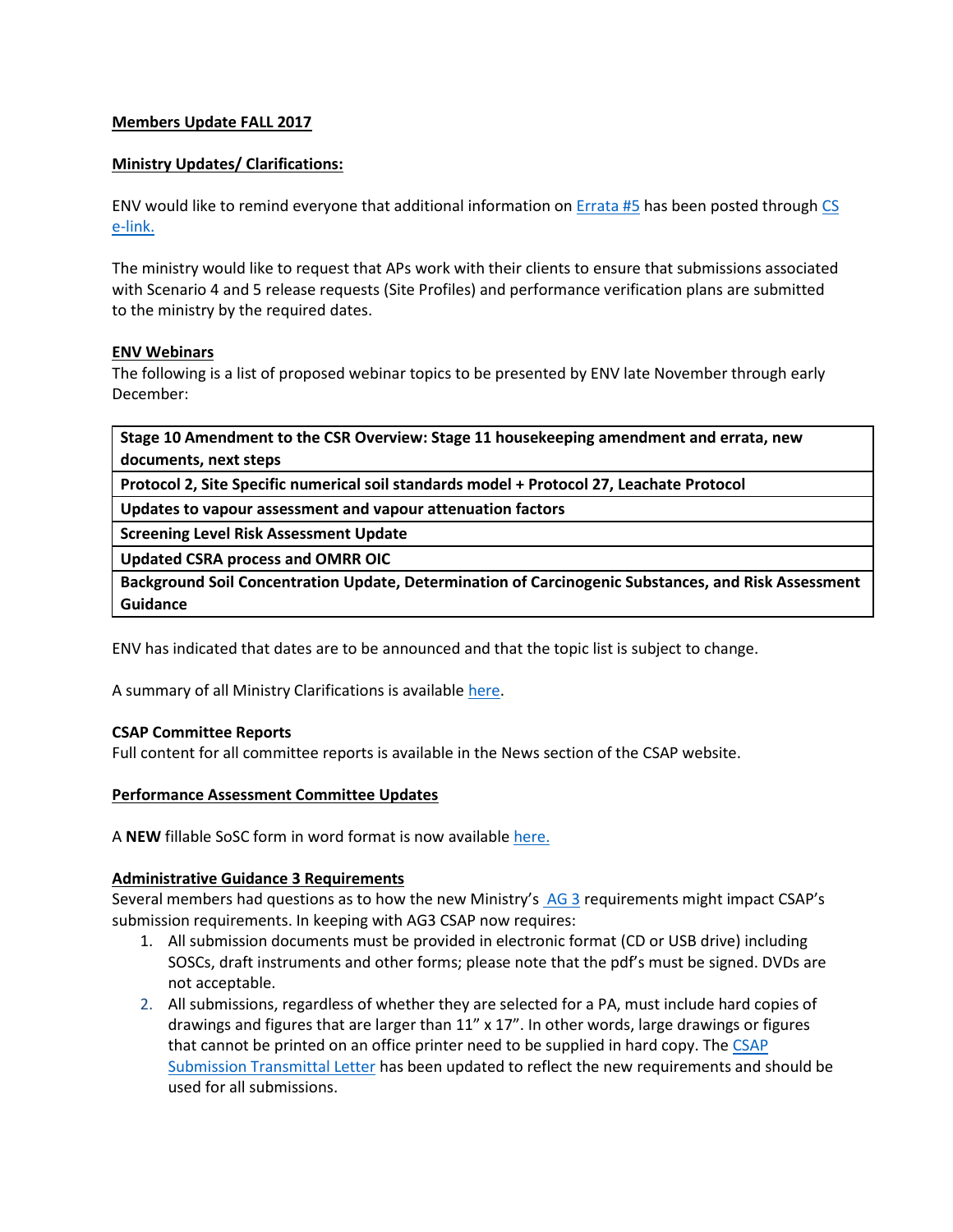**Members Update FALL 2017**

**Ministry Updates/ Clarifications:**

ENV would like to remind everyone that additional information on Errata #5 has been posted through CS e-link.

The ministry would like to request that APs work with their clients to ensure that submissions associated with Scenario 4 and 5 release requests (Site Profiles) and performance verification plans are submitted to the ministry by the required dates.

**ENV Webinars**

The following is a list of proposed webinar topics to be presented by ENV late November through early December:

| Stage 10 Amendment to the CSR Overview: Stage 11 housekeeping amendment and errata, new documents, next steps |
|---|
| Protocol 2, Site Specific numerical soil standards model + Protocol 27, Leachate Protocol |
| Updates to vapour assessment and vapour attenuation factors |
| Screening Level Risk Assessment Update |
| Updated CSRA process and OMRR OIC |
| Background Soil Concentration Update, Determination of Carcinogenic Substances, and Risk Assessment Guidance |

ENV has indicated that dates are to be announced and that the topic list is subject to change.

A summary of all Ministry Clarifications is available here.

**CSAP Committee Reports**

Full content for all committee reports is available in the News section of the CSAP website.

**Performance Assessment Committee Updates**

A **NEW** fillable SoSC form in word format is now available here.

**Administrative Guidance 3 Requirements**

Several members had questions as to how the new Ministry's AG 3 requirements might impact CSAP's submission requirements. In keeping with AG3 CSAP now requires:

1. All submission documents must be provided in electronic format (CD or USB drive) including SOSCs, draft instruments and other forms; please note that the pdf's must be signed. DVDs are not acceptable.
2. All submissions, regardless of whether they are selected for a PA, must include hard copies of drawings and figures that are larger than 11" x 17". In other words, large drawings or figures that cannot be printed on an office printer need to be supplied in hard copy. The CSAP Submission Transmittal Letter has been updated to reflect the new requirements and should be used for all submissions.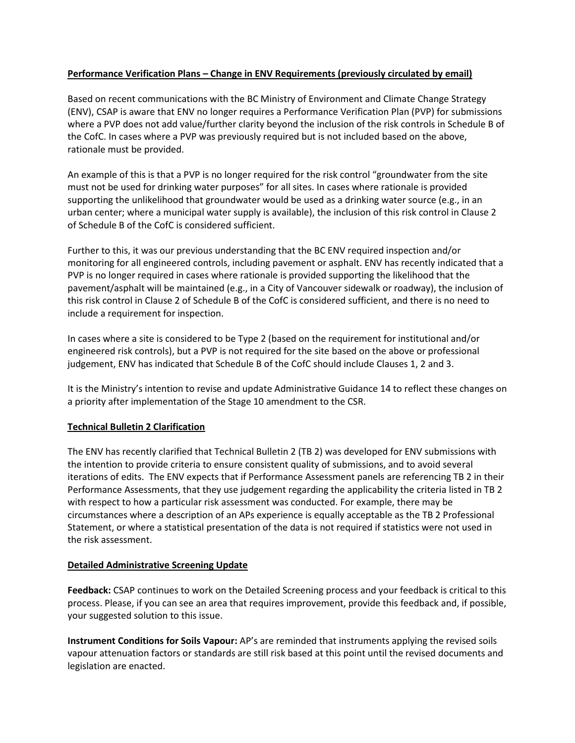**Performance Verification Plans – Change in ENV Requirements (previously circulated by email)**

Based on recent communications with the BC Ministry of Environment and Climate Change Strategy (ENV), CSAP is aware that ENV no longer requires a Performance Verification Plan (PVP) for submissions where a PVP does not add value/further clarity beyond the inclusion of the risk controls in Schedule B of the CofC. In cases where a PVP was previously required but is not included based on the above, rationale must be provided.

An example of this is that a PVP is no longer required for the risk control "groundwater from the site must not be used for drinking water purposes" for all sites. In cases where rationale is provided supporting the unlikelihood that groundwater would be used as a drinking water source (e.g., in an urban center; where a municipal water supply is available), the inclusion of this risk control in Clause 2 of Schedule B of the CofC is considered sufficient.

Further to this, it was our previous understanding that the BC ENV required inspection and/or monitoring for all engineered controls, including pavement or asphalt. ENV has recently indicated that a PVP is no longer required in cases where rationale is provided supporting the likelihood that the pavement/asphalt will be maintained (e.g., in a City of Vancouver sidewalk or roadway), the inclusion of this risk control in Clause 2 of Schedule B of the CofC is considered sufficient, and there is no need to include a requirement for inspection.

In cases where a site is considered to be Type 2 (based on the requirement for institutional and/or engineered risk controls), but a PVP is not required for the site based on the above or professional judgement, ENV has indicated that Schedule B of the CofC should include Clauses 1, 2 and 3.

It is the Ministry's intention to revise and update Administrative Guidance 14 to reflect these changes on a priority after implementation of the Stage 10 amendment to the CSR.

**Technical Bulletin 2 Clarification**

The ENV has recently clarified that Technical Bulletin 2 (TB 2) was developed for ENV submissions with the intention to provide criteria to ensure consistent quality of submissions, and to avoid several iterations of edits. The ENV expects that if Performance Assessment panels are referencing TB 2 in their Performance Assessments, that they use judgement regarding the applicability the criteria listed in TB 2 with respect to how a particular risk assessment was conducted. For example, there may be circumstances where a description of an APs experience is equally acceptable as the TB 2 Professional Statement, or where a statistical presentation of the data is not required if statistics were not used in the risk assessment.

**Detailed Administrative Screening Update**

**Feedback:** CSAP continues to work on the Detailed Screening process and your feedback is critical to this process. Please, if you can see an area that requires improvement, provide this feedback and, if possible, your suggested solution to this issue.

**Instrument Conditions for Soils Vapour:** AP's are reminded that instruments applying the revised soils vapour attenuation factors or standards are still risk based at this point until the revised documents and legislation are enacted.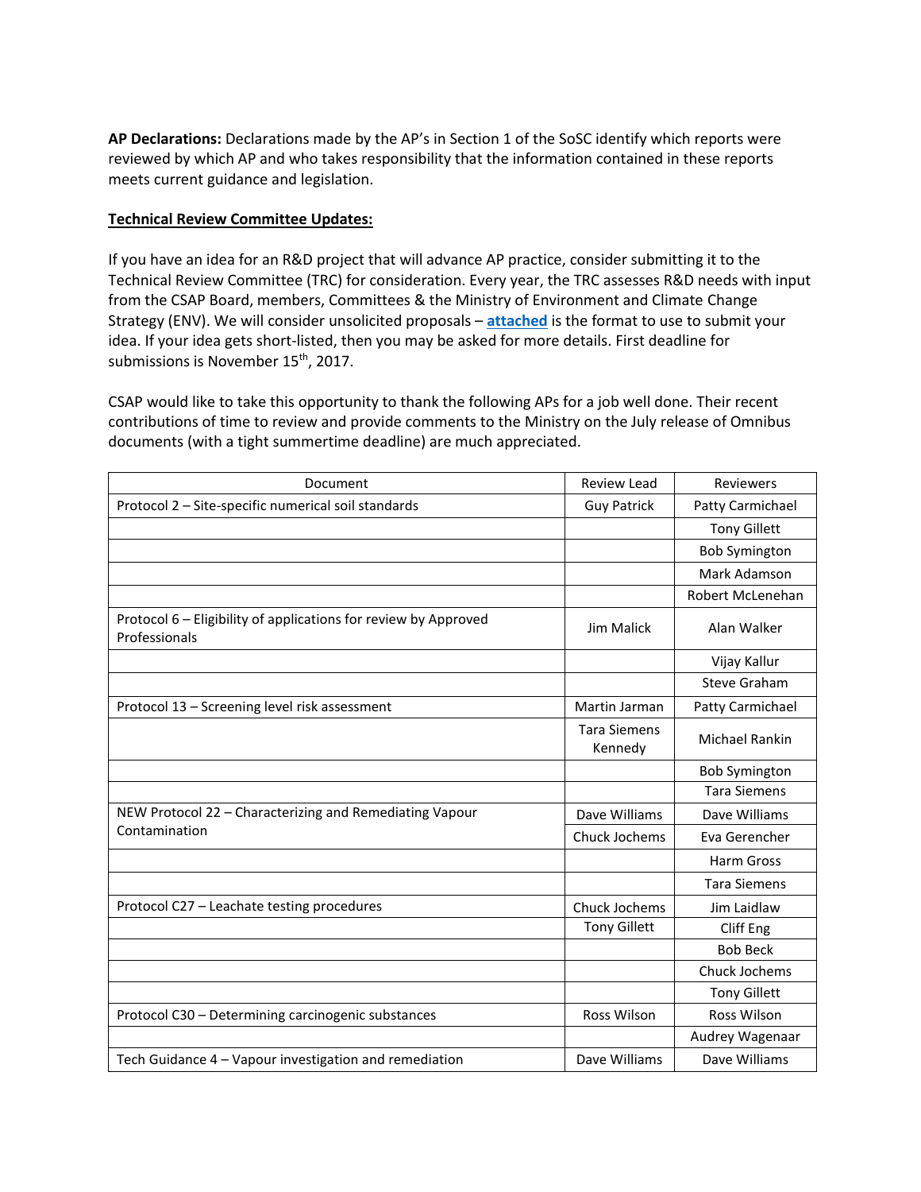**AP Declarations:** Declarations made by the AP's in Section 1 of the SoSC identify which reports were reviewed by which AP and who takes responsibility that the information contained in these reports meets current guidance and legislation.

**Technical Review Committee Updates:**

If you have an idea for an R&D project that will advance AP practice, consider submitting it to the Technical Review Committee (TRC) for consideration. Every year, the TRC assesses R&D needs with input from the CSAP Board, members, Committees & the Ministry of Environment and Climate Change Strategy (ENV). We will consider unsolicited proposals – **attached** is the format to use to submit your idea. If your idea gets short-listed, then you may be asked for more details. First deadline for submissions is November 15th, 2017.

CSAP would like to take this opportunity to thank the following APs for a job well done. Their recent contributions of time to review and provide comments to the Ministry on the July release of Omnibus documents (with a tight summertime deadline) are much appreciated.

| Document | Review Lead | Reviewers |
|---|---|---|
| Protocol 2 – Site-specific numerical soil standards | Guy Patrick | Patty Carmichael |
| | | Tony Gillett |
| | | Bob Symington |
| | | Mark Adamson |
| | | Robert McLenehan |
| Protocol 6 – Eligibility of applications for review by Approved Professionals | Jim Malick | Alan Walker |
| | | Vijay Kallur |
| | | Steve Graham |
| Protocol 13 – Screening level risk assessment | Martin Jarman | Patty Carmichael |
| | Tara Siemens Kennedy | Michael Rankin |
| | | Bob Symington |
| | | Tara Siemens |
| NEW Protocol 22 – Characterizing and Remediating Vapour Contamination | Dave Williams | Dave Williams |
| | Chuck Jochems | Eva Gerencher |
| | | Harm Gross |
| | | Tara Siemens |
| Protocol C27 – Leachate testing procedures | Chuck Jochems | Jim Laidlaw |
| | Tony Gillett | Cliff Eng |
| | | Bob Beck |
| | | Chuck Jochems |
| | | Tony Gillett |
| Protocol C30 – Determining carcinogenic substances | Ross Wilson | Ross Wilson |
| | | Audrey Wagenaar |
| Tech Guidance 4 – Vapour investigation and remediation | Dave Williams | Dave Williams |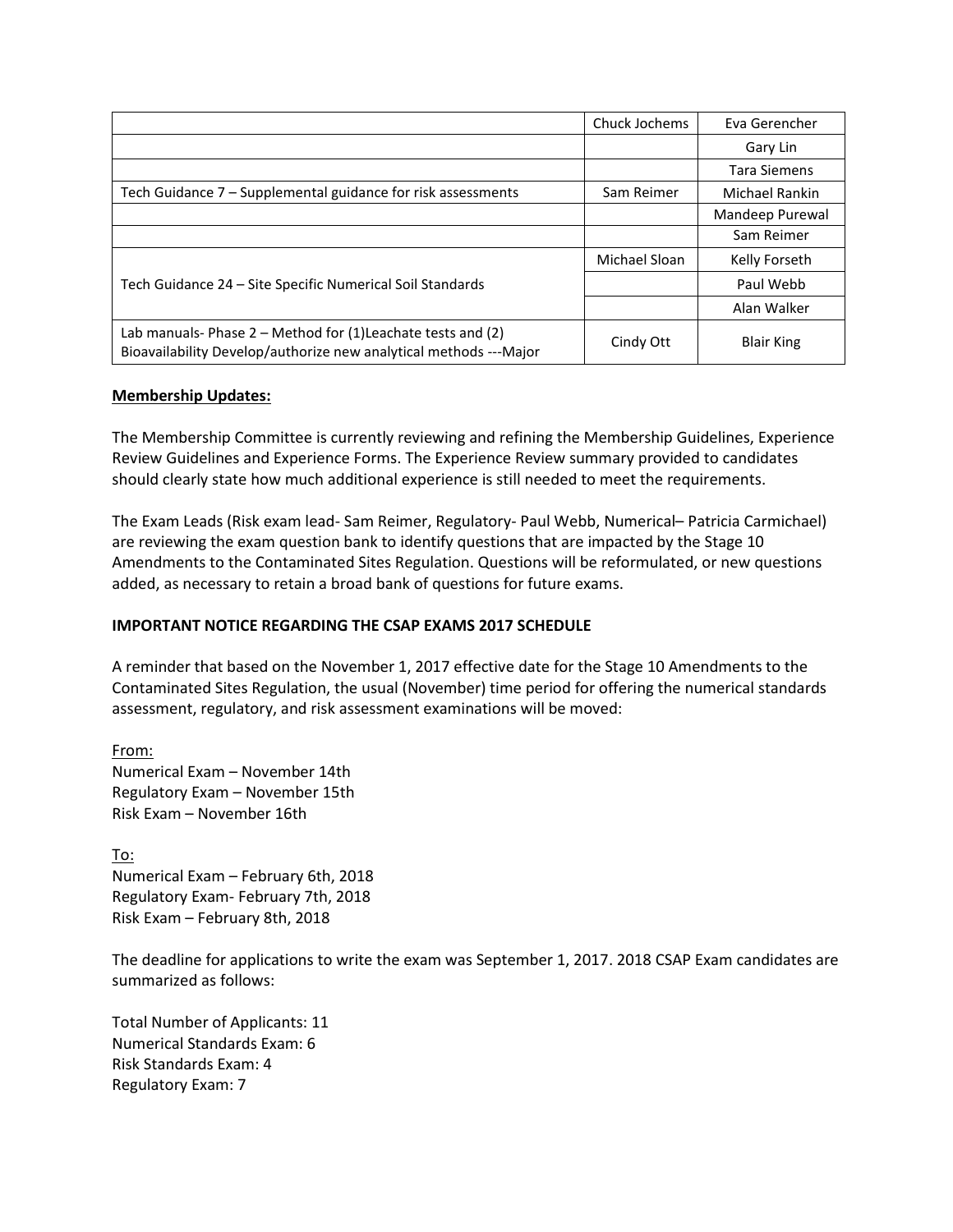| | | |
|---|---|---|
| | Chuck Jochems | Eva Gerencher |
| | | Gary Lin |
| | | Tara Siemens |
| Tech Guidance 7 – Supplemental guidance for risk assessments | Sam Reimer | Michael Rankin |
| | | Mandeep Purewal |
| | | Sam Reimer |
| Tech Guidance 24 – Site Specific Numerical Soil Standards | Michael Sloan | Kelly Forseth |
| | | Paul Webb |
| | | Alan Walker |
| Lab manuals- Phase 2 – Method for (1)Leachate tests and (2) Bioavailability Develop/authorize new analytical methods ---Major | Cindy Ott | Blair King |

**Membership Updates:**

The Membership Committee is currently reviewing and refining the Membership Guidelines, Experience Review Guidelines and Experience Forms. The Experience Review summary provided to candidates should clearly state how much additional experience is still needed to meet the requirements.

The Exam Leads (Risk exam lead- Sam Reimer, Regulatory- Paul Webb, Numerical– Patricia Carmichael) are reviewing the exam question bank to identify questions that are impacted by the Stage 10 Amendments to the Contaminated Sites Regulation. Questions will be reformulated, or new questions added, as necessary to retain a broad bank of questions for future exams.

**IMPORTANT NOTICE REGARDING THE CSAP EXAMS 2017 SCHEDULE**

A reminder that based on the November 1, 2017 effective date for the Stage 10 Amendments to the Contaminated Sites Regulation, the usual (November) time period for offering the numerical standards assessment, regulatory, and risk assessment examinations will be moved:

From:
Numerical Exam – November 14th
Regulatory Exam – November 15th
Risk Exam – November 16th

To:
Numerical Exam – February 6th, 2018
Regulatory Exam- February 7th, 2018
Risk Exam – February 8th, 2018

The deadline for applications to write the exam was September 1, 2017. 2018 CSAP Exam candidates are summarized as follows:

Total Number of Applicants: 11
Numerical Standards Exam: 6
Risk Standards Exam: 4
Regulatory Exam: 7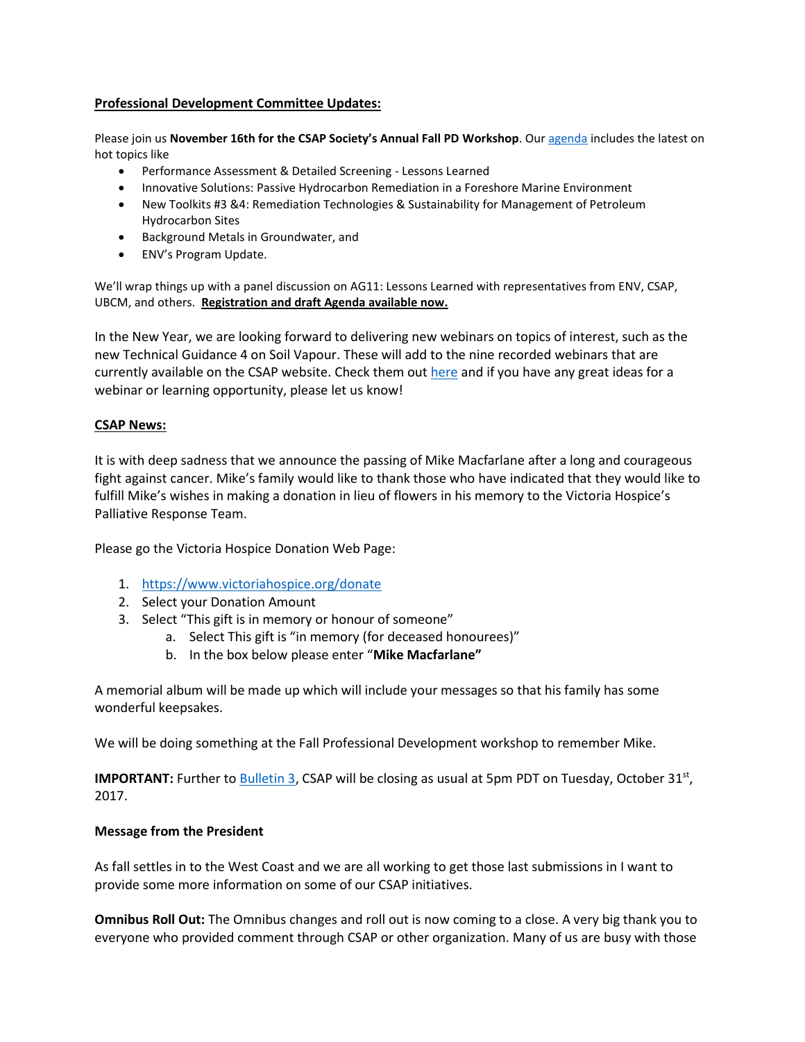**Professional Development Committee Updates:**

Please join us **November 16th for the CSAP Society's Annual Fall PD Workshop**. Our agenda includes the latest on hot topics like

- Performance Assessment & Detailed Screening - Lessons Learned
- Innovative Solutions: Passive Hydrocarbon Remediation in a Foreshore Marine Environment
- New Toolkits #3 &4: Remediation Technologies & Sustainability for Management of Petroleum Hydrocarbon Sites
- Background Metals in Groundwater, and
- ENV's Program Update.

We'll wrap things up with a panel discussion on AG11: Lessons Learned with representatives from ENV, CSAP, UBCM, and others. **Registration and draft Agenda available now.**

In the New Year, we are looking forward to delivering new webinars on topics of interest, such as the new Technical Guidance 4 on Soil Vapour. These will add to the nine recorded webinars that are currently available on the CSAP website. Check them out here and if you have any great ideas for a webinar or learning opportunity, please let us know!

**CSAP News:**

It is with deep sadness that we announce the passing of Mike Macfarlane after a long and courageous fight against cancer. Mike's family would like to thank those who have indicated that they would like to fulfill Mike's wishes in making a donation in lieu of flowers in his memory to the Victoria Hospice's Palliative Response Team.

Please go the Victoria Hospice Donation Web Page:

1. https://www.victoriahospice.org/donate
2. Select your Donation Amount
3. Select "This gift is in memory or honour of someone"
    a. Select This gift is "in memory (for deceased honourees)"
    b. In the box below please enter "**Mike Macfarlane"**

A memorial album will be made up which will include your messages so that his family has some wonderful keepsakes.

We will be doing something at the Fall Professional Development workshop to remember Mike.

**IMPORTANT:** Further to Bulletin 3, CSAP will be closing as usual at 5pm PDT on Tuesday, October 31st, 2017.

**Message from the President**

As fall settles in to the West Coast and we are all working to get those last submissions in I want to provide some more information on some of our CSAP initiatives.

**Omnibus Roll Out:** The Omnibus changes and roll out is now coming to a close. A very big thank you to everyone who provided comment through CSAP or other organization. Many of us are busy with those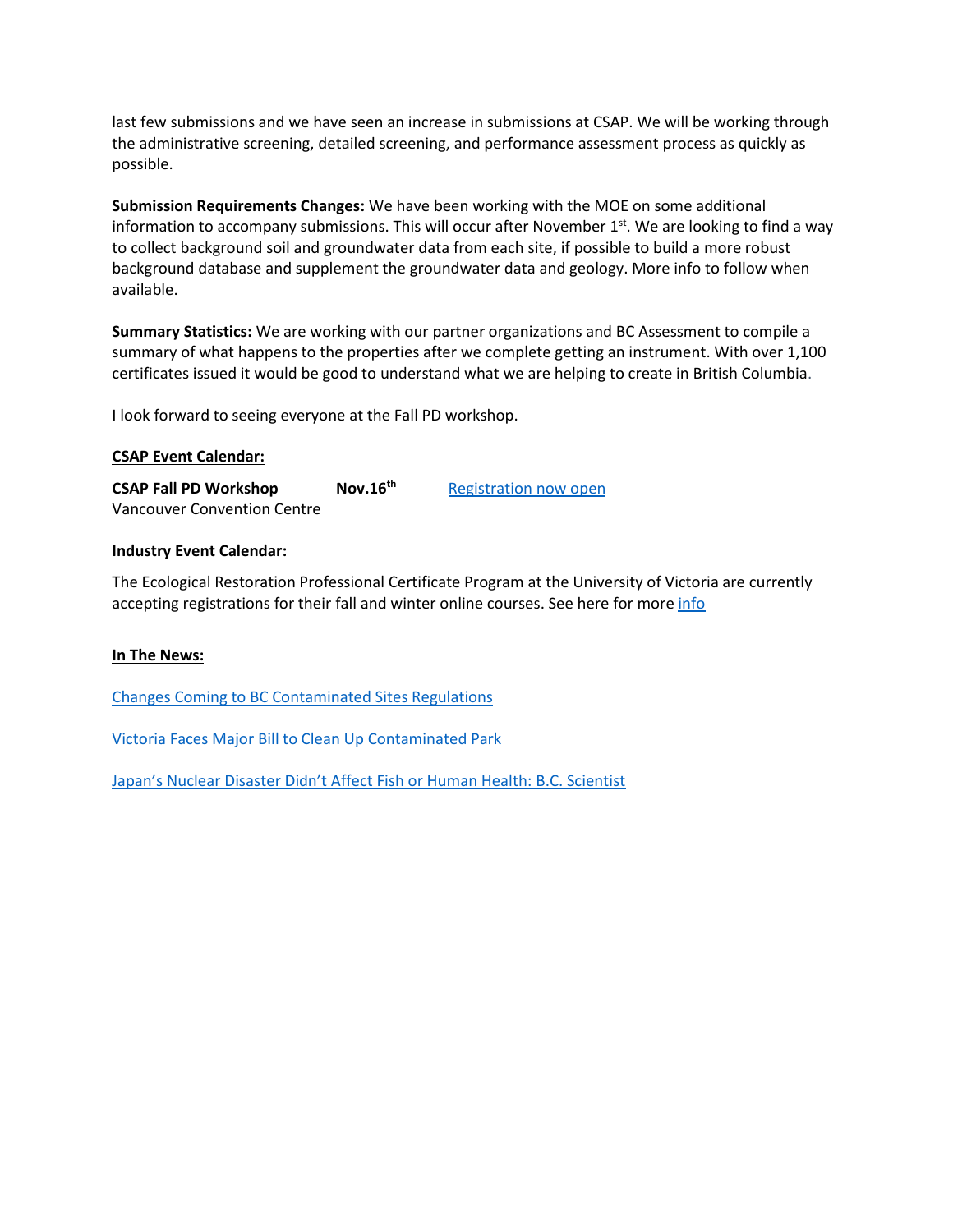last few submissions and we have seen an increase in submissions at CSAP. We will be working through the administrative screening, detailed screening, and performance assessment process as quickly as possible.

**Submission Requirements Changes:** We have been working with the MOE on some additional information to accompany submissions. This will occur after November 1st. We are looking to find a way to collect background soil and groundwater data from each site, if possible to build a more robust background database and supplement the groundwater data and geology. More info to follow when available.

**Summary Statistics:** We are working with our partner organizations and BC Assessment to compile a summary of what happens to the properties after we complete getting an instrument. With over 1,100 certificates issued it would be good to understand what we are helping to create in British Columbia.

I look forward to seeing everyone at the Fall PD workshop.

**CSAP Event Calendar:**

| | | |
|---|---|---|
| **CSAP Fall PD Workshop** Vancouver Convention Centre | **Nov.16th** | Registration now open |

**Industry Event Calendar:**

The Ecological Restoration Professional Certificate Program at the University of Victoria are currently accepting registrations for their fall and winter online courses. See here for more info

**In The News:**

Changes Coming to BC Contaminated Sites Regulations

Victoria Faces Major Bill to Clean Up Contaminated Park

Japan's Nuclear Disaster Didn't Affect Fish or Human Health: B.C. Scientist